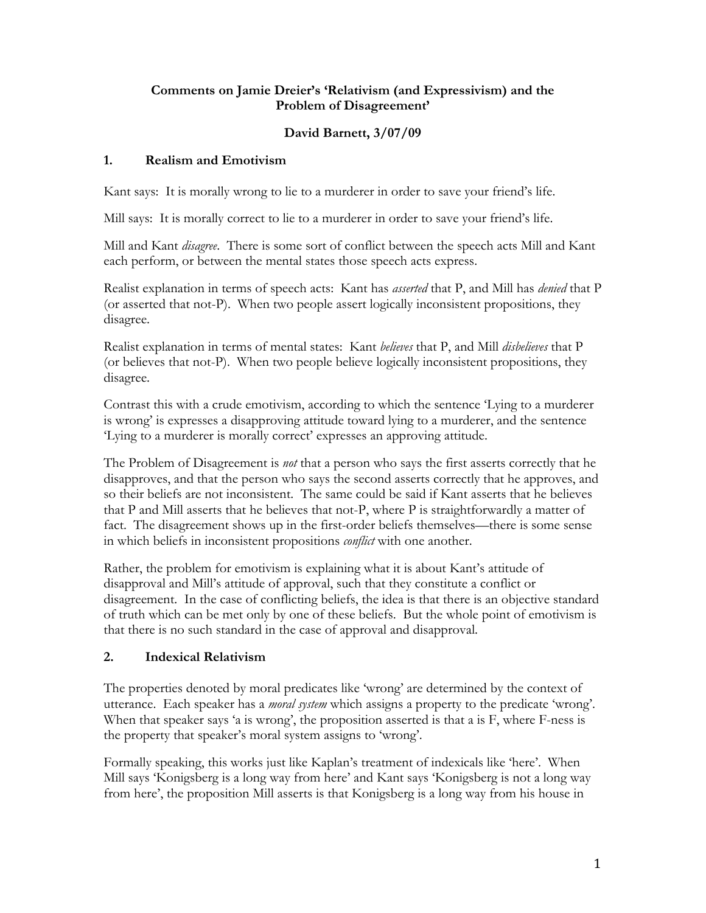**Comments on Jamie Dreier's 'Relativism (and Expressivism) and the Problem of Disagreement'**

**David Barnett, 3/07/09**

## 1. Realism and Emotivism

Kant says: It is morally wrong to lie to a murderer in order to save your friend's life.

Mill says: It is morally correct to lie to a murderer in order to save your friend's life.

Mill and Kant *disagree*. There is some sort of conflict between the speech acts Mill and Kant each perform, or between the mental states those speech acts express.

Realist explanation in terms of speech acts: Kant has *asserted* that P, and Mill has *denied* that P (or asserted that not-P). When two people assert logically inconsistent propositions, they disagree.

Realist explanation in terms of mental states: Kant *believes* that P, and Mill *disbelieves* that P (or believes that not-P). When two people believe logically inconsistent propositions, they disagree.

Contrast this with a crude emotivism, according to which the sentence 'Lying to a murderer is wrong' is expresses a disapproving attitude toward lying to a murderer, and the sentence 'Lying to a murderer is morally correct' expresses an approving attitude.

The Problem of Disagreement is *not* that a person who says the first asserts correctly that he disapproves, and that the person who says the second asserts correctly that he approves, and so their beliefs are not inconsistent. The same could be said if Kant asserts that he believes that P and Mill asserts that he believes that not-P, where P is straightforwardly a matter of fact. The disagreement shows up in the first-order beliefs themselves—there is some sense in which beliefs in inconsistent propositions *conflict* with one another.

Rather, the problem for emotivism is explaining what it is about Kant's attitude of disapproval and Mill's attitude of approval, such that they constitute a conflict or disagreement. In the case of conflicting beliefs, the idea is that there is an objective standard of truth which can be met only by one of these beliefs. But the whole point of emotivism is that there is no such standard in the case of approval and disapproval.

## 2. Indexical Relativism

The properties denoted by moral predicates like 'wrong' are determined by the context of utterance. Each speaker has a *moral system* which assigns a property to the predicate 'wrong'. When that speaker says 'a is wrong', the proposition asserted is that a is F, where F-ness is the property that speaker's moral system assigns to 'wrong'.

Formally speaking, this works just like Kaplan's treatment of indexicals like 'here'. When Mill says 'Konigsberg is a long way from here' and Kant says 'Konigsberg is not a long way from here', the proposition Mill asserts is that Konigsberg is a long way from his house in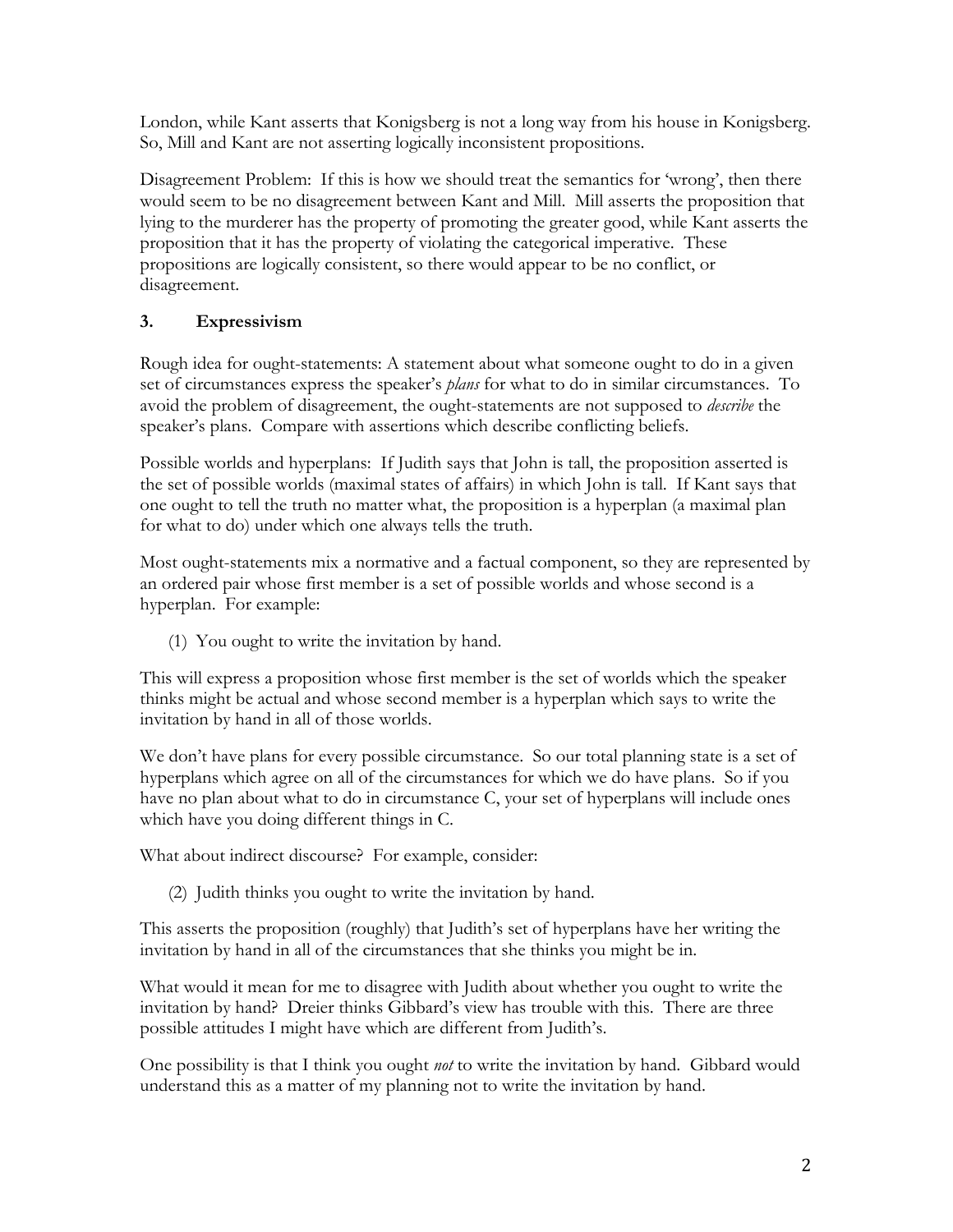London, while Kant asserts that Konigsberg is not a long way from his house in Konigsberg. So, Mill and Kant are not asserting logically inconsistent propositions.

Disagreement Problem: If this is how we should treat the semantics for 'wrong', then there would seem to be no disagreement between Kant and Mill. Mill asserts the proposition that lying to the murderer has the property of promoting the greater good, while Kant asserts the proposition that it has the property of violating the categorical imperative. These propositions are logically consistent, so there would appear to be no conflict, or disagreement.

## 3. Expressivism

Rough idea for ought-statements: A statement about what someone ought to do in a given set of circumstances express the speaker's *plans* for what to do in similar circumstances. To avoid the problem of disagreement, the ought-statements are not supposed to *describe* the speaker's plans. Compare with assertions which describe conflicting beliefs.

Possible worlds and hyperplans: If Judith says that John is tall, the proposition asserted is the set of possible worlds (maximal states of affairs) in which John is tall. If Kant says that one ought to tell the truth no matter what, the proposition is a hyperplan (a maximal plan for what to do) under which one always tells the truth.

Most ought-statements mix a normative and a factual component, so they are represented by an ordered pair whose first member is a set of possible worlds and whose second is a hyperplan. For example:

(1) You ought to write the invitation by hand.

This will express a proposition whose first member is the set of worlds which the speaker thinks might be actual and whose second member is a hyperplan which says to write the invitation by hand in all of those worlds.

We don't have plans for every possible circumstance. So our total planning state is a set of hyperplans which agree on all of the circumstances for which we do have plans. So if you have no plan about what to do in circumstance C, your set of hyperplans will include ones which have you doing different things in C.

What about indirect discourse? For example, consider:

(2) Judith thinks you ought to write the invitation by hand.

This asserts the proposition (roughly) that Judith's set of hyperplans have her writing the invitation by hand in all of the circumstances that she thinks you might be in.

What would it mean for me to disagree with Judith about whether you ought to write the invitation by hand? Dreier thinks Gibbard's view has trouble with this. There are three possible attitudes I might have which are different from Judith's.

One possibility is that I think you ought *not* to write the invitation by hand. Gibbard would understand this as a matter of my planning not to write the invitation by hand.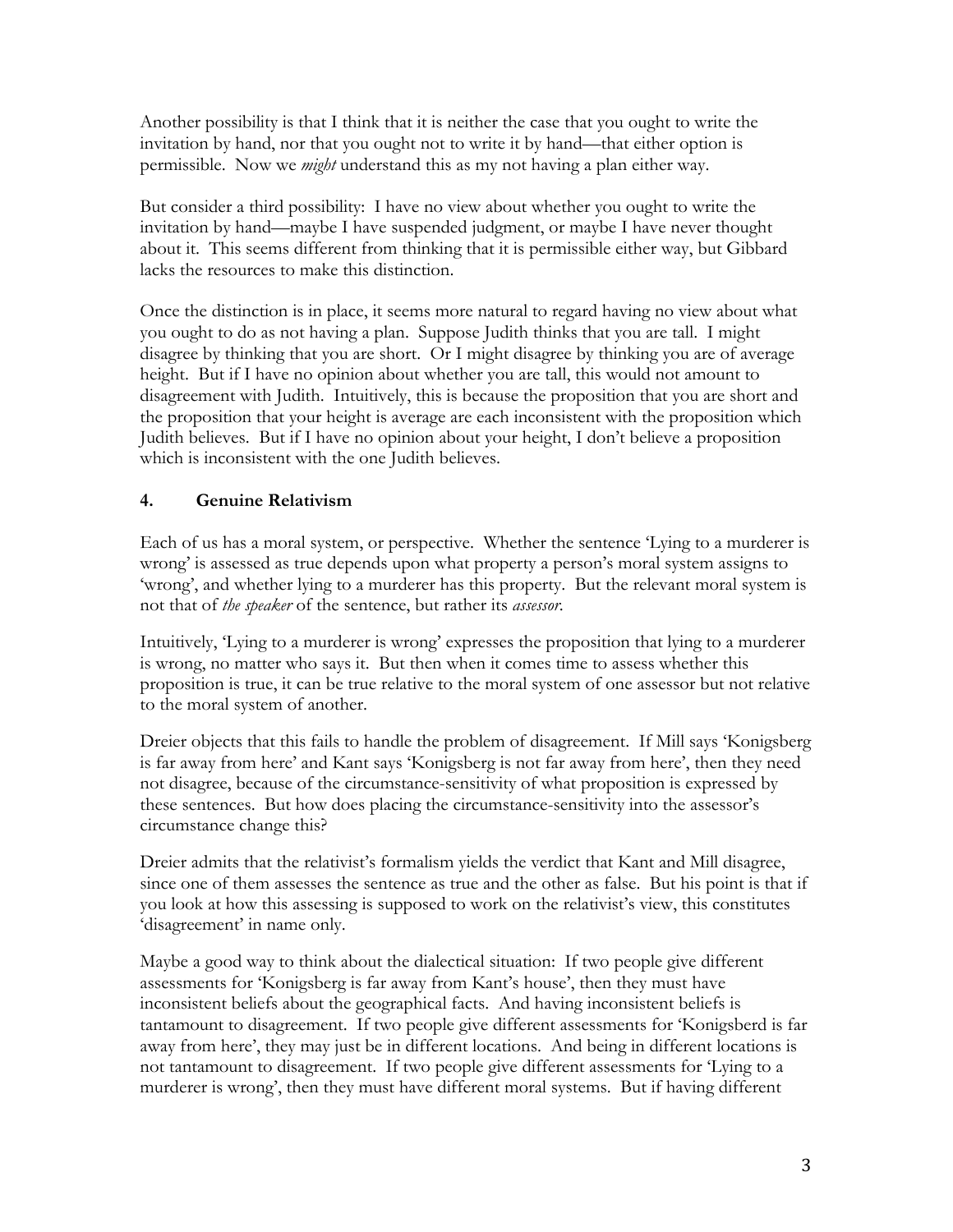Another possibility is that I think that it is neither the case that you ought to write the invitation by hand, nor that you ought not to write it by hand—that either option is permissible. Now we *might* understand this as my not having a plan either way.

But consider a third possibility: I have no view about whether you ought to write the invitation by hand—maybe I have suspended judgment, or maybe I have never thought about it. This seems different from thinking that it is permissible either way, but Gibbard lacks the resources to make this distinction.

Once the distinction is in place, it seems more natural to regard having no view about what you ought to do as not having a plan. Suppose Judith thinks that you are tall. I might disagree by thinking that you are short. Or I might disagree by thinking you are of average height. But if I have no opinion about whether you are tall, this would not amount to disagreement with Judith. Intuitively, this is because the proposition that you are short and the proposition that your height is average are each inconsistent with the proposition which Judith believes. But if I have no opinion about your height, I don't believe a proposition which is inconsistent with the one Judith believes.

## 4. Genuine Relativism

Each of us has a moral system, or perspective. Whether the sentence 'Lying to a murderer is wrong' is assessed as true depends upon what property a person's moral system assigns to 'wrong', and whether lying to a murderer has this property. But the relevant moral system is not that of *the speaker* of the sentence, but rather its *assessor*.

Intuitively, 'Lying to a murderer is wrong' expresses the proposition that lying to a murderer is wrong, no matter who says it. But then when it comes time to assess whether this proposition is true, it can be true relative to the moral system of one assessor but not relative to the moral system of another.

Dreier objects that this fails to handle the problem of disagreement. If Mill says 'Konigsberg is far away from here' and Kant says 'Konigsberg is not far away from here', then they need not disagree, because of the circumstance-sensitivity of what proposition is expressed by these sentences. But how does placing the circumstance-sensitivity into the assessor's circumstance change this?

Dreier admits that the relativist's formalism yields the verdict that Kant and Mill disagree, since one of them assesses the sentence as true and the other as false. But his point is that if you look at how this assessing is supposed to work on the relativist's view, this constitutes 'disagreement' in name only.

Maybe a good way to think about the dialectical situation: If two people give different assessments for 'Konigsberg is far away from Kant's house', then they must have inconsistent beliefs about the geographical facts. And having inconsistent beliefs is tantamount to disagreement. If two people give different assessments for 'Konigsberd is far away from here', they may just be in different locations. And being in different locations is not tantamount to disagreement. If two people give different assessments for 'Lying to a murderer is wrong', then they must have different moral systems. But if having different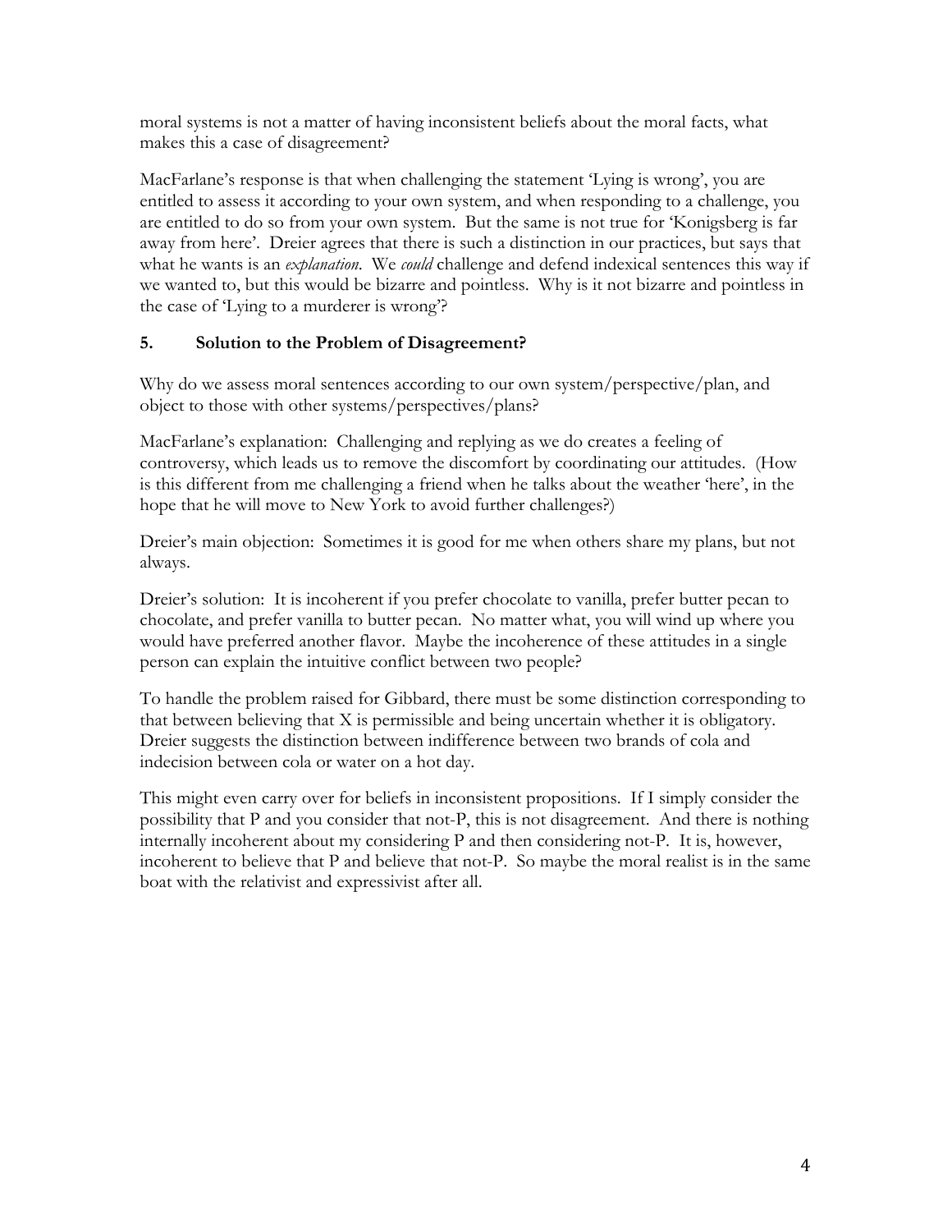moral systems is not a matter of having inconsistent beliefs about the moral facts, what makes this a case of disagreement?

MacFarlane's response is that when challenging the statement 'Lying is wrong', you are entitled to assess it according to your own system, and when responding to a challenge, you are entitled to do so from your own system. But the same is not true for 'Konigsberg is far away from here'. Dreier agrees that there is such a distinction in our practices, but says that what he wants is an *explanation*. We *could* challenge and defend indexical sentences this way if we wanted to, but this would be bizarre and pointless. Why is it not bizarre and pointless in the case of 'Lying to a murderer is wrong'?

### 5. Solution to the Problem of Disagreement?

Why do we assess moral sentences according to our own system/perspective/plan, and object to those with other systems/perspectives/plans?

MacFarlane's explanation: Challenging and replying as we do creates a feeling of controversy, which leads us to remove the discomfort by coordinating our attitudes. (How is this different from me challenging a friend when he talks about the weather 'here', in the hope that he will move to New York to avoid further challenges?)

Dreier's main objection: Sometimes it is good for me when others share my plans, but not always.

Dreier's solution: It is incoherent if you prefer chocolate to vanilla, prefer butter pecan to chocolate, and prefer vanilla to butter pecan. No matter what, you will wind up where you would have preferred another flavor. Maybe the incoherence of these attitudes in a single person can explain the intuitive conflict between two people?

To handle the problem raised for Gibbard, there must be some distinction corresponding to that between believing that X is permissible and being uncertain whether it is obligatory. Dreier suggests the distinction between indifference between two brands of cola and indecision between cola or water on a hot day.

This might even carry over for beliefs in inconsistent propositions. If I simply consider the possibility that P and you consider that not-P, this is not disagreement. And there is nothing internally incoherent about my considering P and then considering not-P. It is, however, incoherent to believe that P and believe that not-P. So maybe the moral realist is in the same boat with the relativist and expressivist after all.